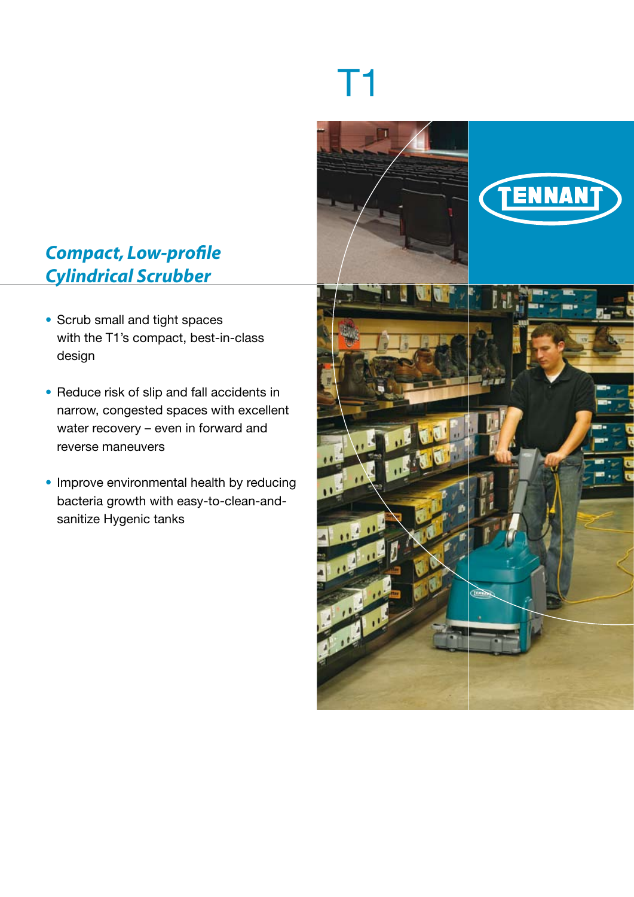# T1

## *Compact, Low-profile Cylindrical Scrubber*

- Scrub small and tight spaces with the T1's compact, best-in-class design
- Reduce risk of slip and fall accidents in narrow, congested spaces with excellent water recovery – even in forward and reverse maneuvers
- Improve environmental health by reducing bacteria growth with easy-to-clean-and-sanitize Hygenic tanks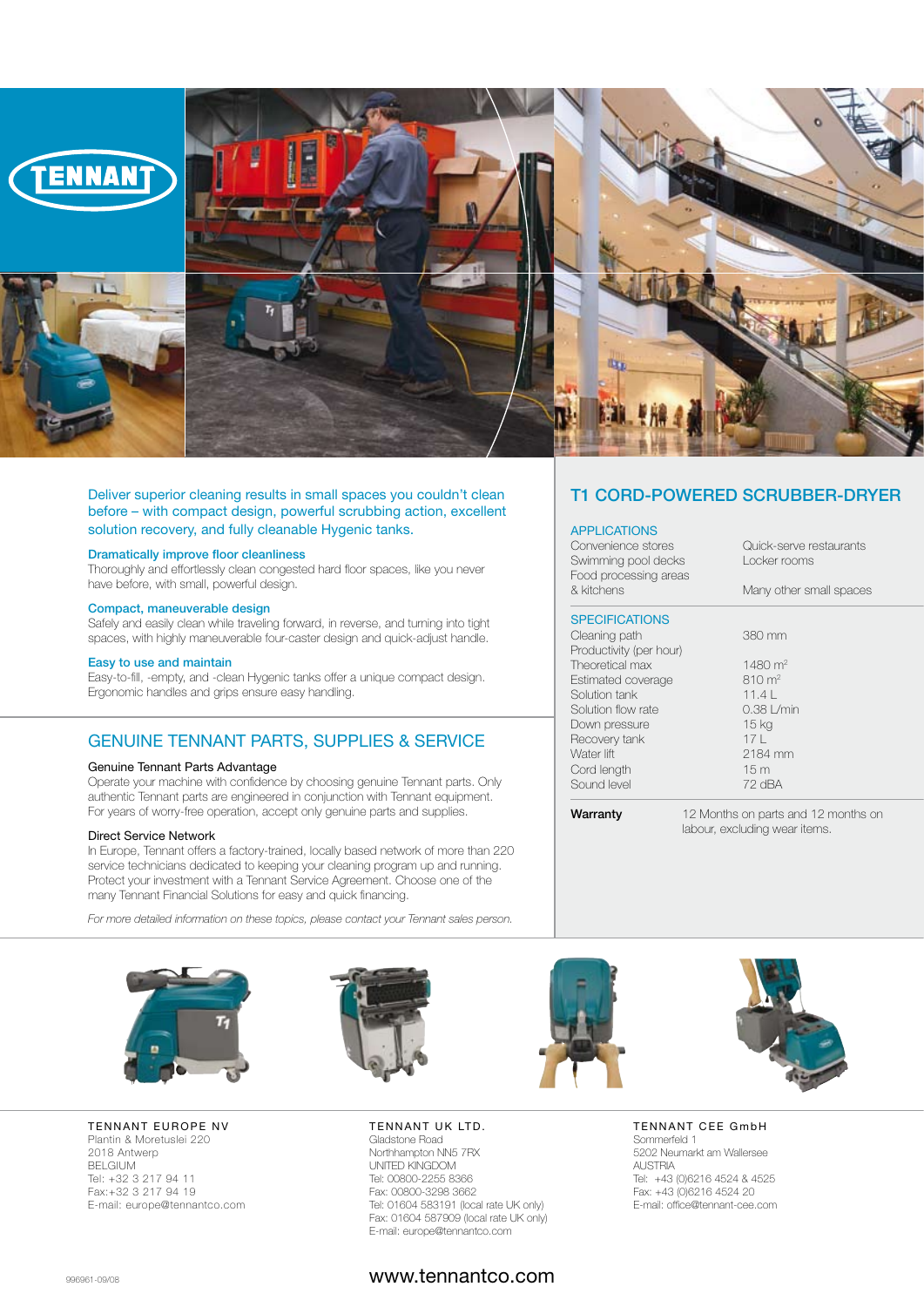Deliver superior cleaning results in small spaces you couldn't clean before – with compact design, powerful scrubbing action, excellent solution recovery, and fully cleanable Hygenic tanks.

### Dramatically improve floor cleanliness

Thoroughly and effortlessly clean congested hard floor spaces, like you never have before, with small, powerful design.

### Compact, maneuverable design

Safely and easily clean while traveling forward, in reverse, and turning into tight spaces, with highly maneuverable four-caster design and quick-adjust handle.

### Easy to use and maintain

Easy-to-fill, -empty, and -clean Hygenic tanks offer a unique compact design. Ergonomic handles and grips ensure easy handling.

## GENUINE TENNANT PARTS, SUPPLIES & SERVICE

### Genuine Tennant Parts Advantage

Operate your machine with confidence by choosing genuine Tennant parts. Only authentic Tennant parts are engineered in conjunction with Tennant equipment. For years of worry-free operation, accept only genuine parts and supplies.

### Direct Service Network

In Europe, Tennant offers a factory-trained, locally based network of more than 220 service technicians dedicated to keeping your cleaning program up and running. Protect your investment with a Tennant Service Agreement. Choose one of the many Tennant Financial Solutions for easy and quick financing.

*For more detailed information on these topics, please contact your Tennant sales person.*

## T1 CORD-POWERED SCRUBBER-DRYER

### APPLICATIONS

| | |
|---|---|
| Convenience stores | Quick-serve restaurants |
| Swimming pool decks | Locker rooms |
| Food processing areas & kitchens | Many other small spaces |

### SPECIFICATIONS

| | |
|---|---|
| Cleaning path | 380 mm |
| Productivity (per hour) | |
| Theoretical max | 1480 m² |
| Estimated coverage | 810 m² |
| Solution tank | 11.4 L |
| Solution flow rate | 0.38 L/min |
| Down pressure | 15 kg |
| Recovery tank | 17 L |
| Water lift | 2184 mm |
| Cord length | 15 m |
| Sound level | 72 dBA |

**Warranty** 12 Months on parts and 12 months on labour, excluding wear items.

**TENNANT EUROPE NV**
Plantin & Moretuslei 220
2018 Antwerp
BELGIUM
Tel: +32 3 217 94 11
Fax:+32 3 217 94 19
E-mail: europe@tennantco.com

**TENNANT UK LTD.**
Gladstone Road
Northhampton NN5 7RX
UNITED KINGDOM
Tel: 00800-2255 8366
Fax: 00800-3298 3662
Tel: 01604 583191 (local rate UK only)
Fax: 01604 587909 (local rate UK only)
E-mail: europe@tennantco.com

**TENNANT CEE GmbH**
Sommerfeld 1
5202 Neumarkt am Wallersee
AUSTRIA
Tel: +43 (0)6216 4524 & 4525
Fax: +43 (0)6216 4524 20
E-mail: office@tennant-cee.com

996961-09/08

www.tennantco.com